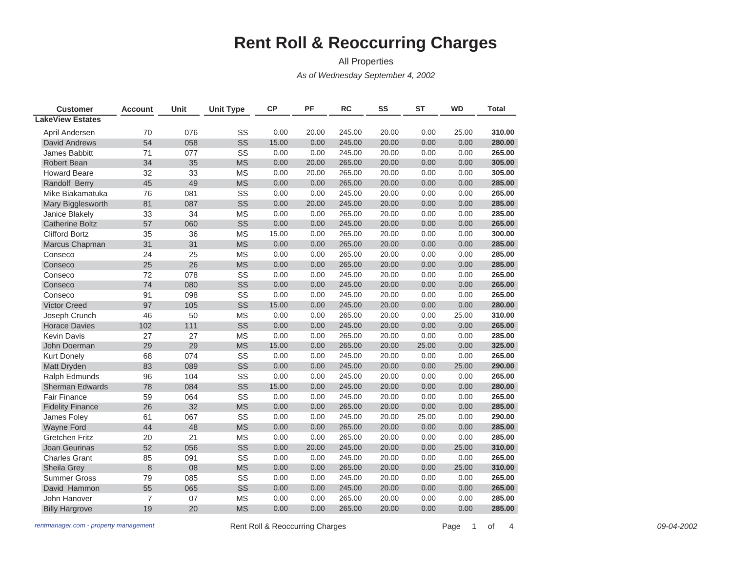# Rent Roll & Reoccurring Charges

All Properties

*As of Wednesday September 4, 2002*

| Customer | Account | Unit | Unit Type | CP | PF | RC | SS | ST | WD | Total |
|---|---|---|---|---|---|---|---|---|---|---|
| **LakeView Estates** | | | | | | | | | | |
| April Andersen | 70 | 076 | SS | 0.00 | 20.00 | 245.00 | 20.00 | 0.00 | 25.00 | **310.00** |
| David Andrews | 54 | 058 | SS | 15.00 | 0.00 | 245.00 | 20.00 | 0.00 | 0.00 | **280.00** |
| James Babbitt | 71 | 077 | SS | 0.00 | 0.00 | 245.00 | 20.00 | 0.00 | 0.00 | **265.00** |
| Robert Bean | 34 | 35 | MS | 0.00 | 20.00 | 265.00 | 20.00 | 0.00 | 0.00 | **305.00** |
| Howard Beare | 32 | 33 | MS | 0.00 | 20.00 | 265.00 | 20.00 | 0.00 | 0.00 | **305.00** |
| Randolf Berry | 45 | 49 | MS | 0.00 | 0.00 | 265.00 | 20.00 | 0.00 | 0.00 | **285.00** |
| Mike Biakamatuka | 76 | 081 | SS | 0.00 | 0.00 | 245.00 | 20.00 | 0.00 | 0.00 | **265.00** |
| Mary Bigglesworth | 81 | 087 | SS | 0.00 | 20.00 | 245.00 | 20.00 | 0.00 | 0.00 | **285.00** |
| Janice Blakely | 33 | 34 | MS | 0.00 | 0.00 | 265.00 | 20.00 | 0.00 | 0.00 | **285.00** |
| Catherine Boltz | 57 | 060 | SS | 0.00 | 0.00 | 245.00 | 20.00 | 0.00 | 0.00 | **265.00** |
| Clifford Bortz | 35 | 36 | MS | 15.00 | 0.00 | 265.00 | 20.00 | 0.00 | 0.00 | **300.00** |
| Marcus Chapman | 31 | 31 | MS | 0.00 | 0.00 | 265.00 | 20.00 | 0.00 | 0.00 | **285.00** |
| Conseco | 24 | 25 | MS | 0.00 | 0.00 | 265.00 | 20.00 | 0.00 | 0.00 | **285.00** |
| Conseco | 25 | 26 | MS | 0.00 | 0.00 | 265.00 | 20.00 | 0.00 | 0.00 | **285.00** |
| Conseco | 72 | 078 | SS | 0.00 | 0.00 | 245.00 | 20.00 | 0.00 | 0.00 | **265.00** |
| Conseco | 74 | 080 | SS | 0.00 | 0.00 | 245.00 | 20.00 | 0.00 | 0.00 | **265.00** |
| Conseco | 91 | 098 | SS | 0.00 | 0.00 | 245.00 | 20.00 | 0.00 | 0.00 | **265.00** |
| Victor Creed | 97 | 105 | SS | 15.00 | 0.00 | 245.00 | 20.00 | 0.00 | 0.00 | **280.00** |
| Joseph Crunch | 46 | 50 | MS | 0.00 | 0.00 | 265.00 | 20.00 | 0.00 | 25.00 | **310.00** |
| Horace Davies | 102 | 111 | SS | 0.00 | 0.00 | 245.00 | 20.00 | 0.00 | 0.00 | **265.00** |
| Kevin Davis | 27 | 27 | MS | 0.00 | 0.00 | 265.00 | 20.00 | 0.00 | 0.00 | **285.00** |
| John Doerman | 29 | 29 | MS | 15.00 | 0.00 | 265.00 | 20.00 | 25.00 | 0.00 | **325.00** |
| Kurt Donely | 68 | 074 | SS | 0.00 | 0.00 | 245.00 | 20.00 | 0.00 | 0.00 | **265.00** |
| Matt Dryden | 83 | 089 | SS | 0.00 | 0.00 | 245.00 | 20.00 | 0.00 | 25.00 | **290.00** |
| Ralph Edmunds | 96 | 104 | SS | 0.00 | 0.00 | 245.00 | 20.00 | 0.00 | 0.00 | **265.00** |
| Sherman Edwards | 78 | 084 | SS | 15.00 | 0.00 | 245.00 | 20.00 | 0.00 | 0.00 | **280.00** |
| Fair Finance | 59 | 064 | SS | 0.00 | 0.00 | 245.00 | 20.00 | 0.00 | 0.00 | **265.00** |
| Fidelity Finance | 26 | 32 | MS | 0.00 | 0.00 | 265.00 | 20.00 | 0.00 | 0.00 | **285.00** |
| James Foley | 61 | 067 | SS | 0.00 | 0.00 | 245.00 | 20.00 | 25.00 | 0.00 | **290.00** |
| Wayne Ford | 44 | 48 | MS | 0.00 | 0.00 | 265.00 | 20.00 | 0.00 | 0.00 | **285.00** |
| Gretchen Fritz | 20 | 21 | MS | 0.00 | 0.00 | 265.00 | 20.00 | 0.00 | 0.00 | **285.00** |
| Joan Geurinas | 52 | 056 | SS | 0.00 | 20.00 | 245.00 | 20.00 | 0.00 | 25.00 | **310.00** |
| Charles Grant | 85 | 091 | SS | 0.00 | 0.00 | 245.00 | 20.00 | 0.00 | 0.00 | **265.00** |
| Sheila Grey | 8 | 08 | MS | 0.00 | 0.00 | 265.00 | 20.00 | 0.00 | 25.00 | **310.00** |
| Summer Gross | 79 | 085 | SS | 0.00 | 0.00 | 245.00 | 20.00 | 0.00 | 0.00 | **265.00** |
| David Hammon | 55 | 065 | SS | 0.00 | 0.00 | 245.00 | 20.00 | 0.00 | 0.00 | **265.00** |
| John Hanover | 7 | 07 | MS | 0.00 | 0.00 | 265.00 | 20.00 | 0.00 | 0.00 | **285.00** |
| Billy Hargrove | 19 | 20 | MS | 0.00 | 0.00 | 265.00 | 20.00 | 0.00 | 0.00 | **285.00** |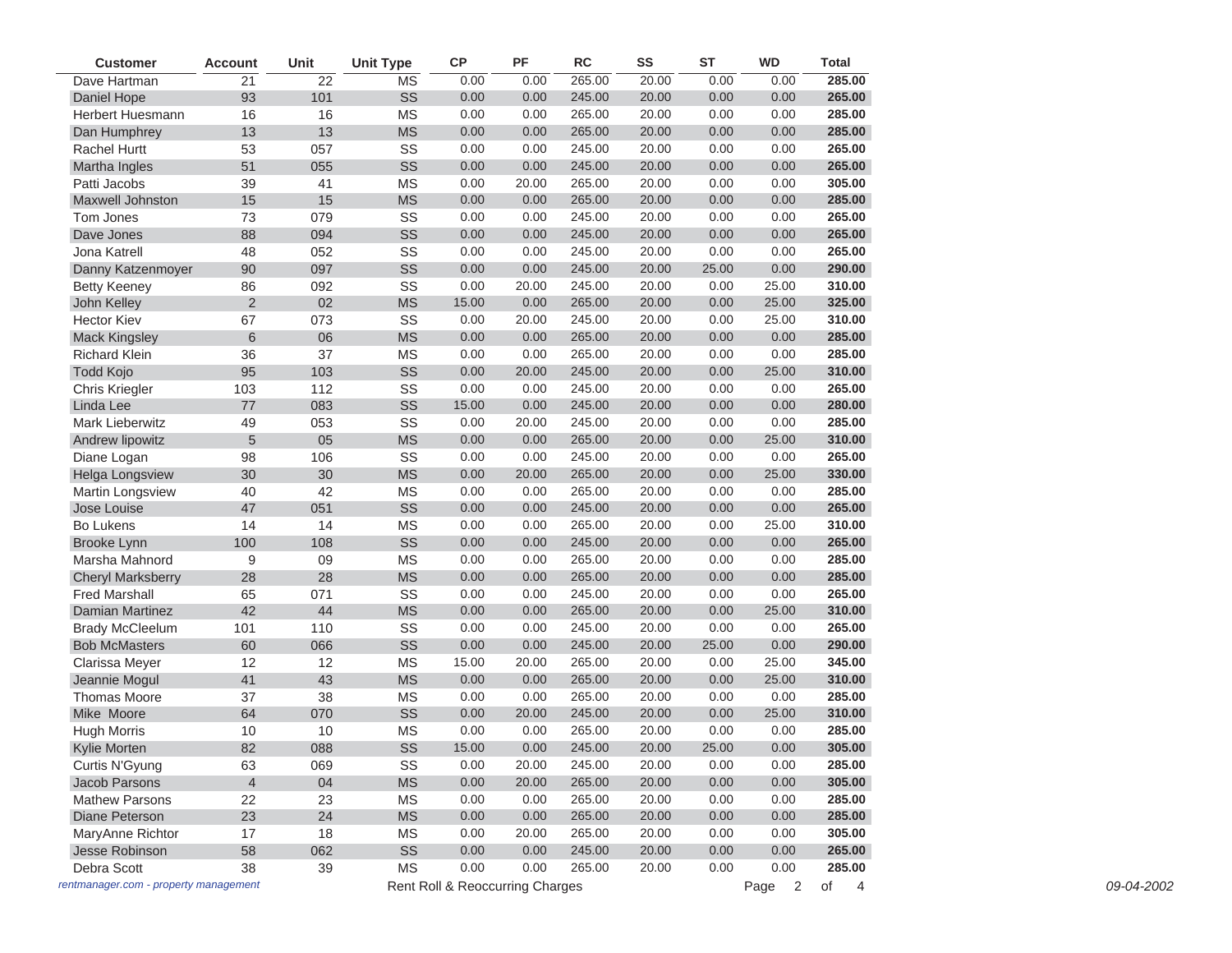| Customer | Account | Unit | Unit Type | CP | PF | RC | SS | ST | WD | Total |
|---|---|---|---|---|---|---|---|---|---|---|
| Dave Hartman | 21 | 22 | MS | 0.00 | 0.00 | 265.00 | 20.00 | 0.00 | 0.00 | **285.00** |
| Daniel Hope | 93 | 101 | SS | 0.00 | 0.00 | 245.00 | 20.00 | 0.00 | 0.00 | **265.00** |
| Herbert Huesmann | 16 | 16 | MS | 0.00 | 0.00 | 265.00 | 20.00 | 0.00 | 0.00 | **285.00** |
| Dan Humphrey | 13 | 13 | MS | 0.00 | 0.00 | 265.00 | 20.00 | 0.00 | 0.00 | **285.00** |
| Rachel Hurtt | 53 | 057 | SS | 0.00 | 0.00 | 245.00 | 20.00 | 0.00 | 0.00 | **265.00** |
| Martha Ingles | 51 | 055 | SS | 0.00 | 0.00 | 245.00 | 20.00 | 0.00 | 0.00 | **265.00** |
| Patti Jacobs | 39 | 41 | MS | 0.00 | 20.00 | 265.00 | 20.00 | 0.00 | 0.00 | **305.00** |
| Maxwell Johnston | 15 | 15 | MS | 0.00 | 0.00 | 265.00 | 20.00 | 0.00 | 0.00 | **285.00** |
| Tom Jones | 73 | 079 | SS | 0.00 | 0.00 | 245.00 | 20.00 | 0.00 | 0.00 | **265.00** |
| Dave Jones | 88 | 094 | SS | 0.00 | 0.00 | 245.00 | 20.00 | 0.00 | 0.00 | **265.00** |
| Jona Katrell | 48 | 052 | SS | 0.00 | 0.00 | 245.00 | 20.00 | 0.00 | 0.00 | **265.00** |
| Danny Katzenmoyer | 90 | 097 | SS | 0.00 | 0.00 | 245.00 | 20.00 | 25.00 | 0.00 | **290.00** |
| Betty Keeney | 86 | 092 | SS | 0.00 | 20.00 | 245.00 | 20.00 | 0.00 | 25.00 | **310.00** |
| John Kelley | 2 | 02 | MS | 15.00 | 0.00 | 265.00 | 20.00 | 0.00 | 25.00 | **325.00** |
| Hector Kiev | 67 | 073 | SS | 0.00 | 20.00 | 245.00 | 20.00 | 0.00 | 25.00 | **310.00** |
| Mack Kingsley | 6 | 06 | MS | 0.00 | 0.00 | 265.00 | 20.00 | 0.00 | 0.00 | **285.00** |
| Richard Klein | 36 | 37 | MS | 0.00 | 0.00 | 265.00 | 20.00 | 0.00 | 0.00 | **285.00** |
| Todd Kojo | 95 | 103 | SS | 0.00 | 20.00 | 245.00 | 20.00 | 0.00 | 25.00 | **310.00** |
| Chris Kriegler | 103 | 112 | SS | 0.00 | 0.00 | 245.00 | 20.00 | 0.00 | 0.00 | **265.00** |
| Linda Lee | 77 | 083 | SS | 15.00 | 0.00 | 245.00 | 20.00 | 0.00 | 0.00 | **280.00** |
| Mark Lieberwitz | 49 | 053 | SS | 0.00 | 20.00 | 245.00 | 20.00 | 0.00 | 0.00 | **285.00** |
| Andrew lipowitz | 5 | 05 | MS | 0.00 | 0.00 | 265.00 | 20.00 | 0.00 | 25.00 | **310.00** |
| Diane Logan | 98 | 106 | SS | 0.00 | 0.00 | 245.00 | 20.00 | 0.00 | 0.00 | **265.00** |
| Helga Longsview | 30 | 30 | MS | 0.00 | 20.00 | 265.00 | 20.00 | 0.00 | 25.00 | **330.00** |
| Martin Longsview | 40 | 42 | MS | 0.00 | 0.00 | 265.00 | 20.00 | 0.00 | 0.00 | **285.00** |
| Jose Louise | 47 | 051 | SS | 0.00 | 0.00 | 245.00 | 20.00 | 0.00 | 0.00 | **265.00** |
| Bo Lukens | 14 | 14 | MS | 0.00 | 0.00 | 265.00 | 20.00 | 0.00 | 25.00 | **310.00** |
| Brooke Lynn | 100 | 108 | SS | 0.00 | 0.00 | 245.00 | 20.00 | 0.00 | 0.00 | **265.00** |
| Marsha Mahnord | 9 | 09 | MS | 0.00 | 0.00 | 265.00 | 20.00 | 0.00 | 0.00 | **285.00** |
| Cheryl Marksberry | 28 | 28 | MS | 0.00 | 0.00 | 265.00 | 20.00 | 0.00 | 0.00 | **285.00** |
| Fred Marshall | 65 | 071 | SS | 0.00 | 0.00 | 245.00 | 20.00 | 0.00 | 0.00 | **265.00** |
| Damian Martinez | 42 | 44 | MS | 0.00 | 0.00 | 265.00 | 20.00 | 0.00 | 25.00 | **310.00** |
| Brady McCleelum | 101 | 110 | SS | 0.00 | 0.00 | 245.00 | 20.00 | 0.00 | 0.00 | **265.00** |
| Bob McMasters | 60 | 066 | SS | 0.00 | 0.00 | 245.00 | 20.00 | 25.00 | 0.00 | **290.00** |
| Clarissa Meyer | 12 | 12 | MS | 15.00 | 20.00 | 265.00 | 20.00 | 0.00 | 25.00 | **345.00** |
| Jeannie Mogul | 41 | 43 | MS | 0.00 | 0.00 | 265.00 | 20.00 | 0.00 | 25.00 | **310.00** |
| Thomas Moore | 37 | 38 | MS | 0.00 | 0.00 | 265.00 | 20.00 | 0.00 | 0.00 | **285.00** |
| Mike Moore | 64 | 070 | SS | 0.00 | 20.00 | 245.00 | 20.00 | 0.00 | 25.00 | **310.00** |
| Hugh Morris | 10 | 10 | MS | 0.00 | 0.00 | 265.00 | 20.00 | 0.00 | 0.00 | **285.00** |
| Kylie Morten | 82 | 088 | SS | 15.00 | 0.00 | 245.00 | 20.00 | 25.00 | 0.00 | **305.00** |
| Curtis N'Gyung | 63 | 069 | SS | 0.00 | 20.00 | 245.00 | 20.00 | 0.00 | 0.00 | **285.00** |
| Jacob Parsons | 4 | 04 | MS | 0.00 | 20.00 | 265.00 | 20.00 | 0.00 | 0.00 | **305.00** |
| Mathew Parsons | 22 | 23 | MS | 0.00 | 0.00 | 265.00 | 20.00 | 0.00 | 0.00 | **285.00** |
| Diane Peterson | 23 | 24 | MS | 0.00 | 0.00 | 265.00 | 20.00 | 0.00 | 0.00 | **285.00** |
| MaryAnne Richtor | 17 | 18 | MS | 0.00 | 20.00 | 265.00 | 20.00 | 0.00 | 0.00 | **305.00** |
| Jesse Robinson | 58 | 062 | SS | 0.00 | 0.00 | 245.00 | 20.00 | 0.00 | 0.00 | **265.00** |
| Debra Scott | 38 | 39 | MS | 0.00 | 0.00 | 265.00 | 20.00 | 0.00 | 0.00 | **285.00** |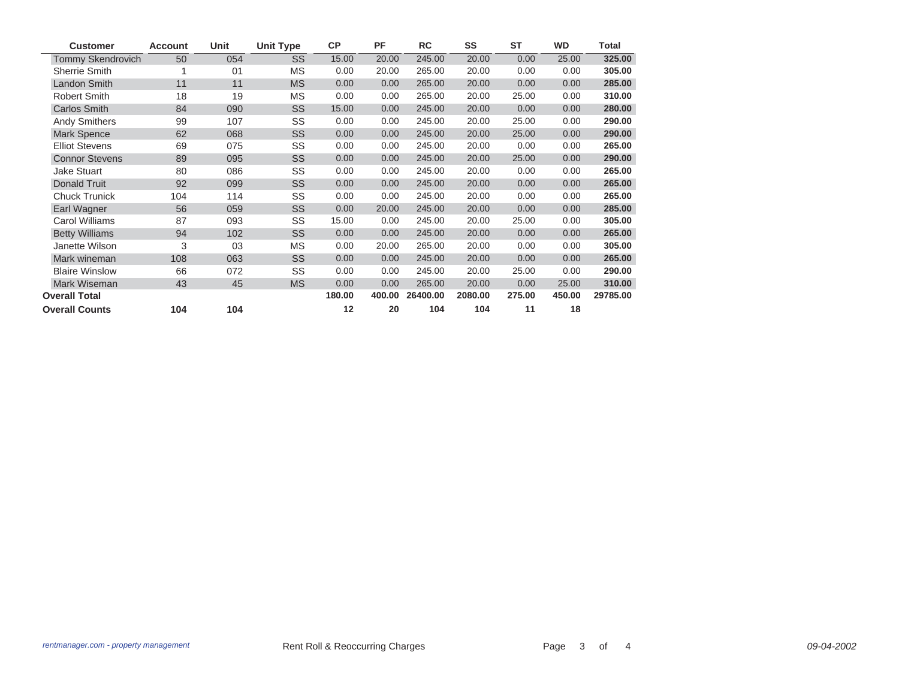| Customer | Account | Unit | Unit Type | CP | PF | RC | SS | ST | WD | Total |
|---|---|---|---|---|---|---|---|---|---|---|
| Tommy Skendrovich | 50 | 054 | SS | 15.00 | 20.00 | 245.00 | 20.00 | 0.00 | 25.00 | **325.00** |
| Sherrie Smith | 1 | 01 | MS | 0.00 | 20.00 | 265.00 | 20.00 | 0.00 | 0.00 | **305.00** |
| Landon Smith | 11 | 11 | MS | 0.00 | 0.00 | 265.00 | 20.00 | 0.00 | 0.00 | **285.00** |
| Robert Smith | 18 | 19 | MS | 0.00 | 0.00 | 265.00 | 20.00 | 25.00 | 0.00 | **310.00** |
| Carlos Smith | 84 | 090 | SS | 15.00 | 0.00 | 245.00 | 20.00 | 0.00 | 0.00 | **280.00** |
| Andy Smithers | 99 | 107 | SS | 0.00 | 0.00 | 245.00 | 20.00 | 25.00 | 0.00 | **290.00** |
| Mark Spence | 62 | 068 | SS | 0.00 | 0.00 | 245.00 | 20.00 | 25.00 | 0.00 | **290.00** |
| Elliot Stevens | 69 | 075 | SS | 0.00 | 0.00 | 245.00 | 20.00 | 0.00 | 0.00 | **265.00** |
| Connor Stevens | 89 | 095 | SS | 0.00 | 0.00 | 245.00 | 20.00 | 25.00 | 0.00 | **290.00** |
| Jake Stuart | 80 | 086 | SS | 0.00 | 0.00 | 245.00 | 20.00 | 0.00 | 0.00 | **265.00** |
| Donald Truit | 92 | 099 | SS | 0.00 | 0.00 | 245.00 | 20.00 | 0.00 | 0.00 | **265.00** |
| Chuck Trunick | 104 | 114 | SS | 0.00 | 0.00 | 245.00 | 20.00 | 0.00 | 0.00 | **265.00** |
| Earl Wagner | 56 | 059 | SS | 0.00 | 20.00 | 245.00 | 20.00 | 0.00 | 0.00 | **285.00** |
| Carol Williams | 87 | 093 | SS | 15.00 | 0.00 | 245.00 | 20.00 | 25.00 | 0.00 | **305.00** |
| Betty Williams | 94 | 102 | SS | 0.00 | 0.00 | 245.00 | 20.00 | 0.00 | 0.00 | **265.00** |
| Janette Wilson | 3 | 03 | MS | 0.00 | 20.00 | 265.00 | 20.00 | 0.00 | 0.00 | **305.00** |
| Mark wineman | 108 | 063 | SS | 0.00 | 0.00 | 245.00 | 20.00 | 0.00 | 0.00 | **265.00** |
| Blaire Winslow | 66 | 072 | SS | 0.00 | 0.00 | 245.00 | 20.00 | 25.00 | 0.00 | **290.00** |
| Mark Wiseman | 43 | 45 | MS | 0.00 | 0.00 | 265.00 | 20.00 | 0.00 | 25.00 | **310.00** |
| **Overall Total** | | | | **180.00** | **400.00** | **26400.00** | **2080.00** | **275.00** | **450.00** | **29785.00** |
| **Overall Counts** | **104** | **104** | | **12** | **20** | **104** | **104** | **11** | **18** | |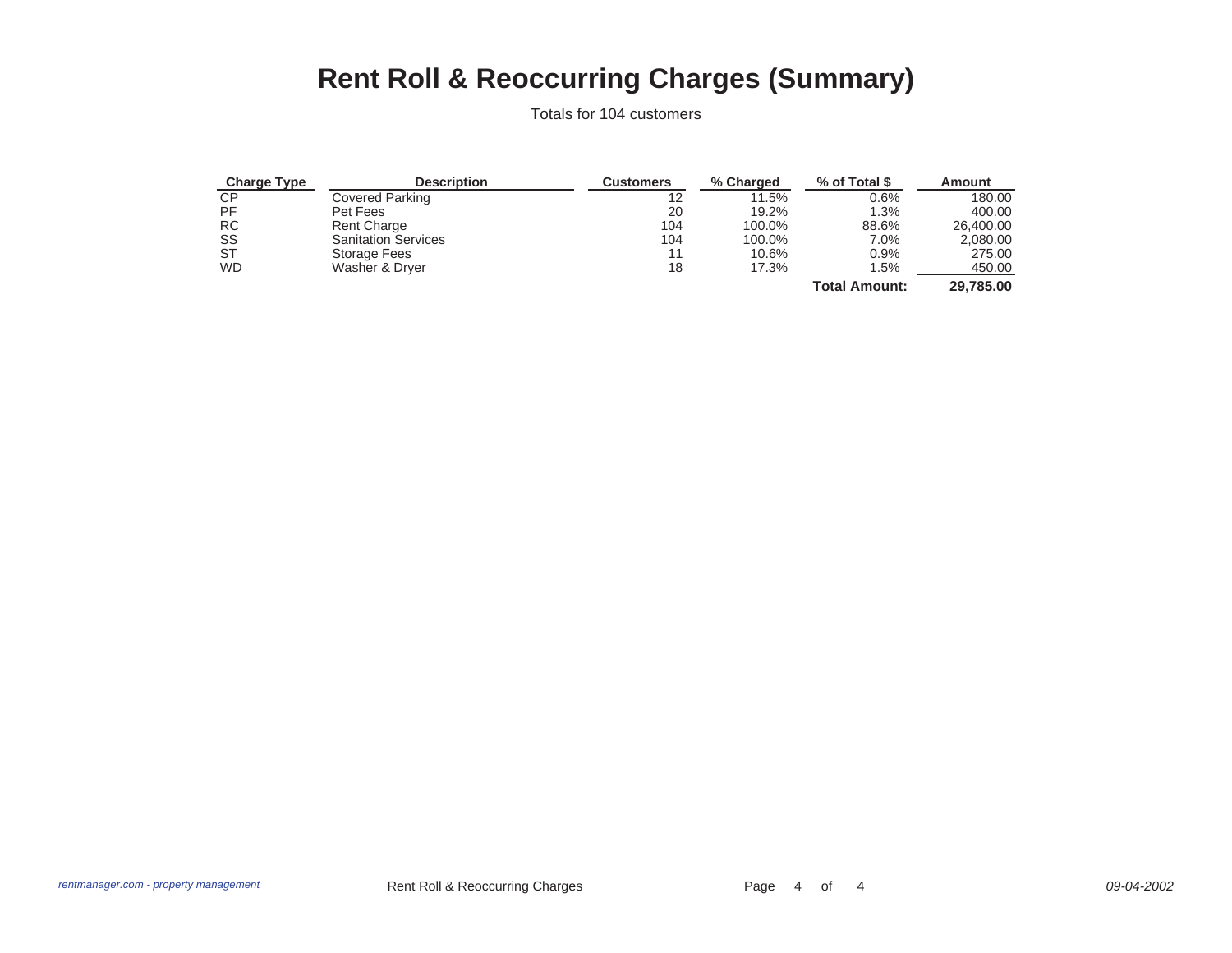# Rent Roll & Reoccurring Charges (Summary)

Totals for 104 customers

| Charge Type | Description | Customers | % Charged | % of Total $ | Amount |
|---|---|---|---|---|---|
| CP | Covered Parking | 12 | 11.5% | 0.6% | 180.00 |
| PF | Pet Fees | 20 | 19.2% | 1.3% | 400.00 |
| RC | Rent Charge | 104 | 100.0% | 88.6% | 26,400.00 |
| SS | Sanitation Services | 104 | 100.0% | 7.0% | 2,080.00 |
| ST | Storage Fees | 11 | 10.6% | 0.9% | 275.00 |
| WD | Washer & Dryer | 18 | 17.3% | 1.5% | 450.00 |
| | | | | **Total Amount:** | **29,785.00** |